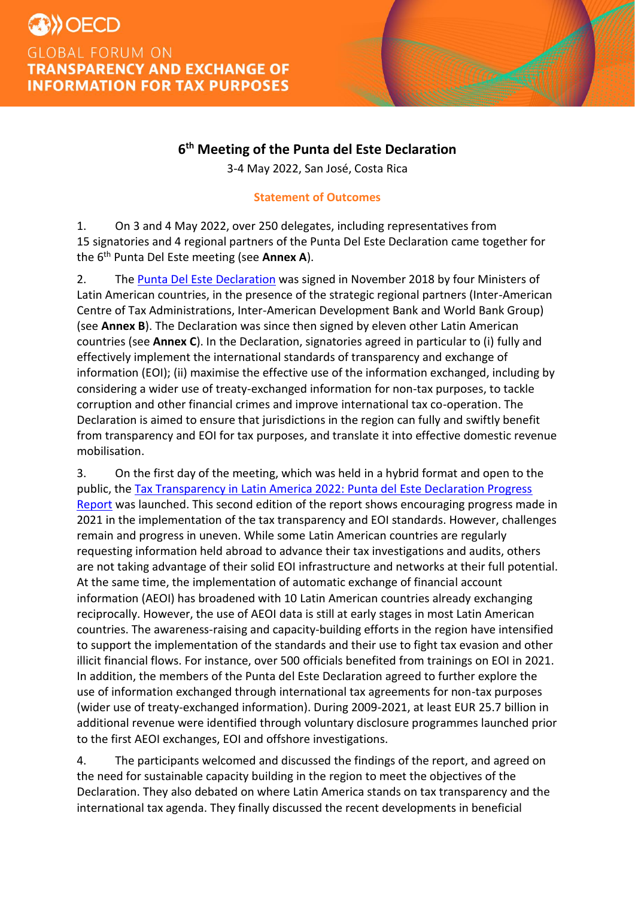OECD

GLOBAL FORUM ON
**TRANSPARENCY AND EXCHANGE OF INFORMATION FOR TAX PURPOSES**

# 6th Meeting of the Punta del Este Declaration

3-4 May 2022, San José, Costa Rica

## Statement of Outcomes

1. On 3 and 4 May 2022, over 250 delegates, including representatives from 15 signatories and 4 regional partners of the Punta Del Este Declaration came together for the 6th Punta Del Este meeting (see **Annex A**).

2. The Punta Del Este Declaration was signed in November 2018 by four Ministers of Latin American countries, in the presence of the strategic regional partners (Inter-American Centre of Tax Administrations, Inter-American Development Bank and World Bank Group) (see **Annex B**). The Declaration was since then signed by eleven other Latin American countries (see **Annex C**). In the Declaration, signatories agreed in particular to (i) fully and effectively implement the international standards of transparency and exchange of information (EOI); (ii) maximise the effective use of the information exchanged, including by considering a wider use of treaty-exchanged information for non-tax purposes, to tackle corruption and other financial crimes and improve international tax co-operation. The Declaration is aimed to ensure that jurisdictions in the region can fully and swiftly benefit from transparency and EOI for tax purposes, and translate it into effective domestic revenue mobilisation.

3. On the first day of the meeting, which was held in a hybrid format and open to the public, the Tax Transparency in Latin America 2022: Punta del Este Declaration Progress Report was launched. This second edition of the report shows encouraging progress made in 2021 in the implementation of the tax transparency and EOI standards. However, challenges remain and progress in uneven. While some Latin American countries are regularly requesting information held abroad to advance their tax investigations and audits, others are not taking advantage of their solid EOI infrastructure and networks at their full potential. At the same time, the implementation of automatic exchange of financial account information (AEOI) has broadened with 10 Latin American countries already exchanging reciprocally. However, the use of AEOI data is still at early stages in most Latin American countries. The awareness-raising and capacity-building efforts in the region have intensified to support the implementation of the standards and their use to fight tax evasion and other illicit financial flows. For instance, over 500 officials benefited from trainings on EOI in 2021. In addition, the members of the Punta del Este Declaration agreed to further explore the use of information exchanged through international tax agreements for non-tax purposes (wider use of treaty-exchanged information). During 2009-2021, at least EUR 25.7 billion in additional revenue were identified through voluntary disclosure programmes launched prior to the first AEOI exchanges, EOI and offshore investigations.

4. The participants welcomed and discussed the findings of the report, and agreed on the need for sustainable capacity building in the region to meet the objectives of the Declaration. They also debated on where Latin America stands on tax transparency and the international tax agenda. They finally discussed the recent developments in beneficial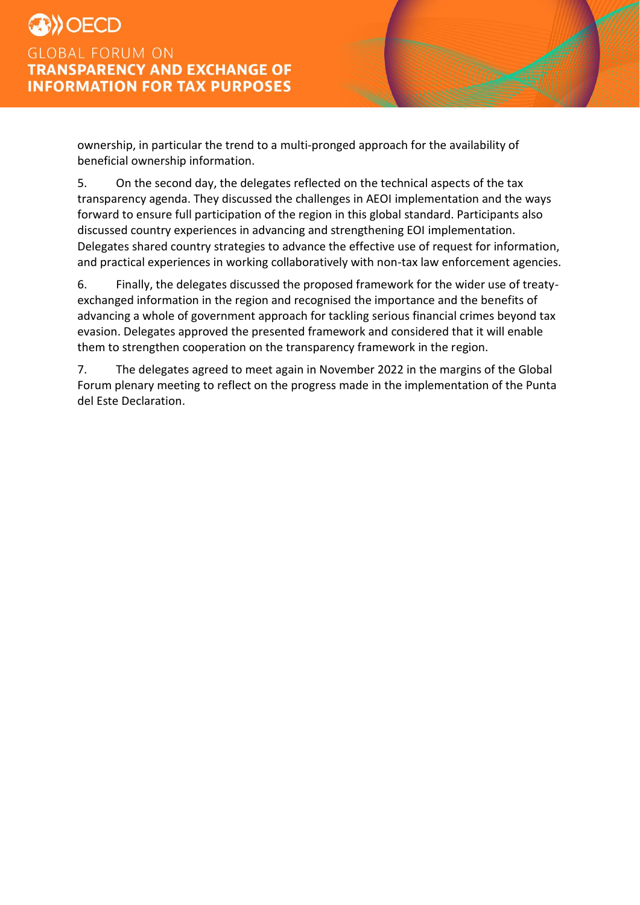ownership, in particular the trend to a multi-pronged approach for the availability of beneficial ownership information.

5. On the second day, the delegates reflected on the technical aspects of the tax transparency agenda. They discussed the challenges in AEOI implementation and the ways forward to ensure full participation of the region in this global standard. Participants also discussed country experiences in advancing and strengthening EOI implementation. Delegates shared country strategies to advance the effective use of request for information, and practical experiences in working collaboratively with non-tax law enforcement agencies.

6. Finally, the delegates discussed the proposed framework for the wider use of treaty-exchanged information in the region and recognised the importance and the benefits of advancing a whole of government approach for tackling serious financial crimes beyond tax evasion. Delegates approved the presented framework and considered that it will enable them to strengthen cooperation on the transparency framework in the region.

7. The delegates agreed to meet again in November 2022 in the margins of the Global Forum plenary meeting to reflect on the progress made in the implementation of the Punta del Este Declaration.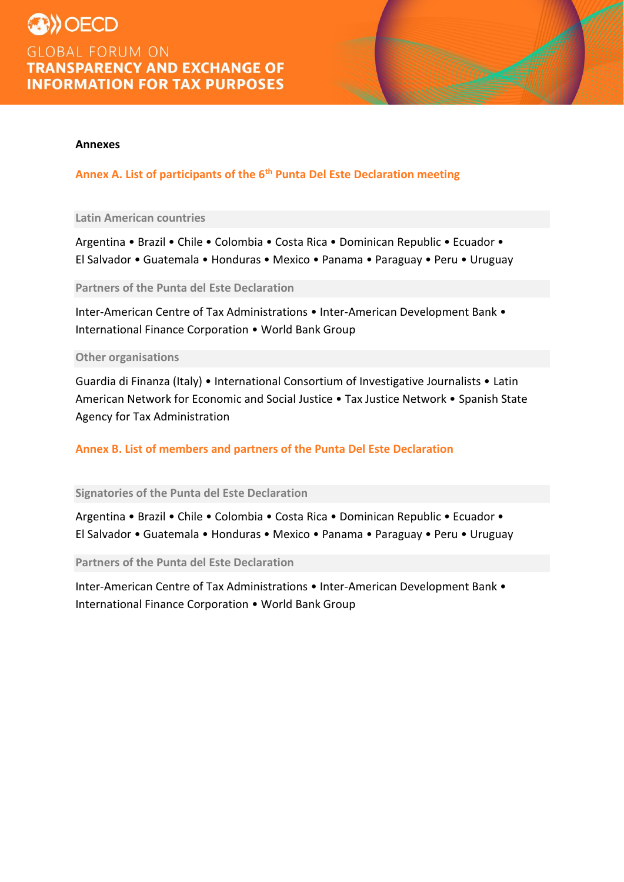## Annexes

### Annex A. List of participants of the 6th Punta Del Este Declaration meeting

#### Latin American countries

Argentina • Brazil • Chile • Colombia • Costa Rica • Dominican Republic • Ecuador • El Salvador • Guatemala • Honduras • Mexico • Panama • Paraguay • Peru • Uruguay

#### Partners of the Punta del Este Declaration

Inter-American Centre of Tax Administrations • Inter-American Development Bank • International Finance Corporation • World Bank Group

#### Other organisations

Guardia di Finanza (Italy) • International Consortium of Investigative Journalists • Latin American Network for Economic and Social Justice • Tax Justice Network • Spanish State Agency for Tax Administration

### Annex B. List of members and partners of the Punta Del Este Declaration

#### Signatories of the Punta del Este Declaration

Argentina • Brazil • Chile • Colombia • Costa Rica • Dominican Republic • Ecuador • El Salvador • Guatemala • Honduras • Mexico • Panama • Paraguay • Peru • Uruguay

#### Partners of the Punta del Este Declaration

Inter-American Centre of Tax Administrations • Inter-American Development Bank • International Finance Corporation • World Bank Group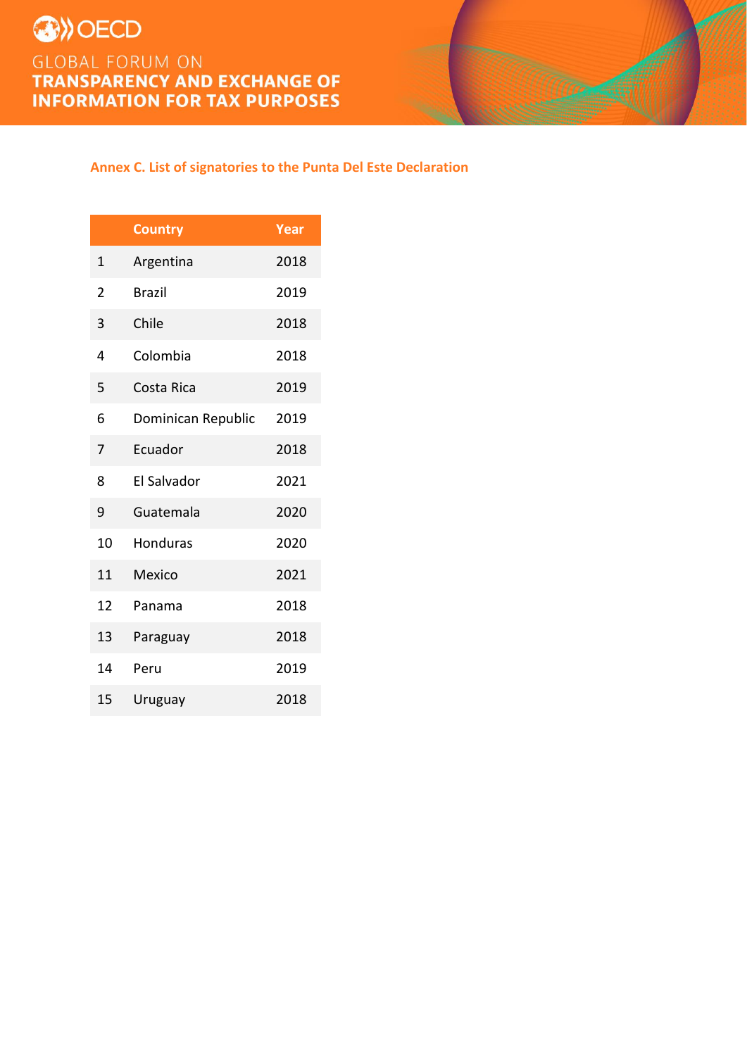## Annex C. List of signatories to the Punta Del Este Declaration

| | Country | Year |
|---|---|---|
| 1 | Argentina | 2018 |
| 2 | Brazil | 2019 |
| 3 | Chile | 2018 |
| 4 | Colombia | 2018 |
| 5 | Costa Rica | 2019 |
| 6 | Dominican Republic | 2019 |
| 7 | Ecuador | 2018 |
| 8 | El Salvador | 2021 |
| 9 | Guatemala | 2020 |
| 10 | Honduras | 2020 |
| 11 | Mexico | 2021 |
| 12 | Panama | 2018 |
| 13 | Paraguay | 2018 |
| 14 | Peru | 2019 |
| 15 | Uruguay | 2018 |